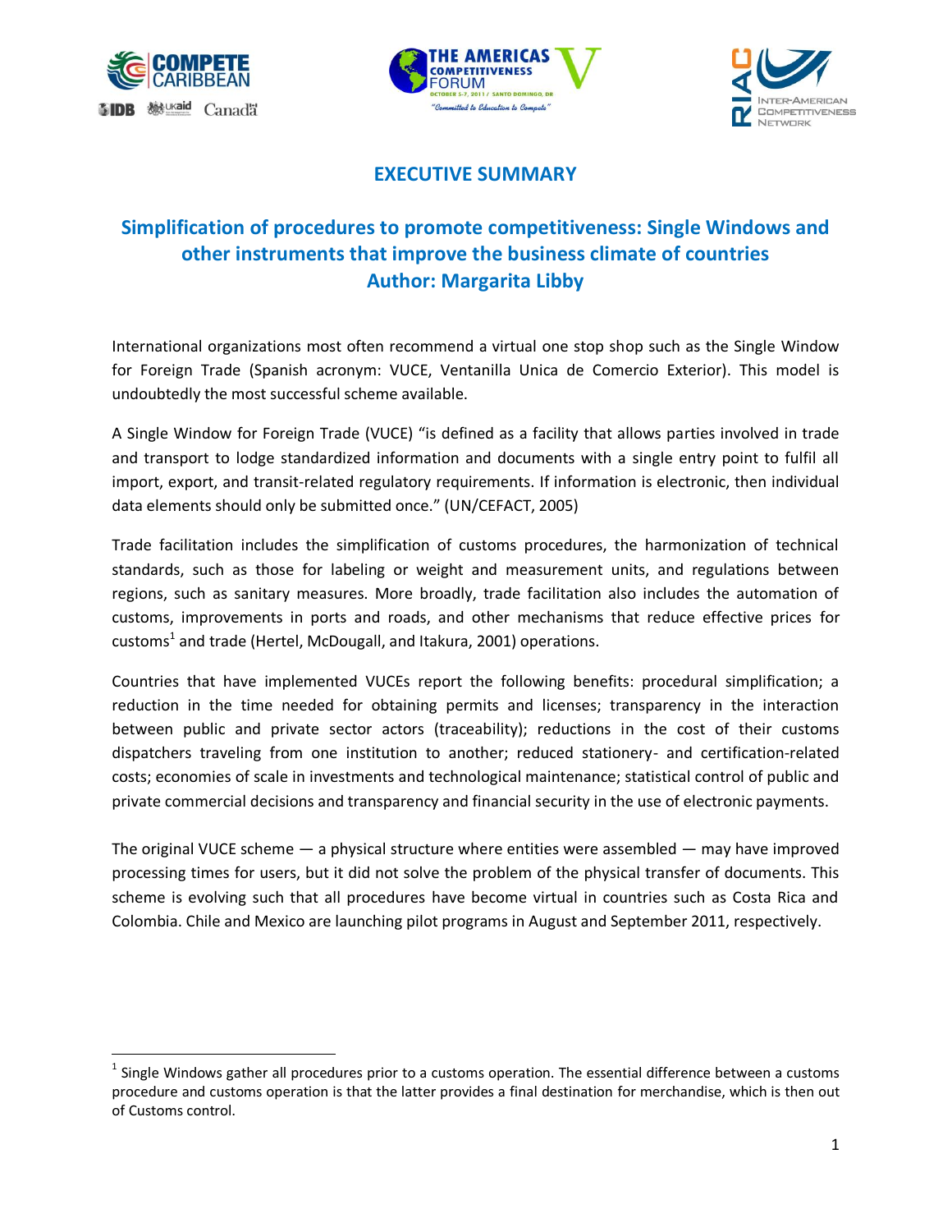# EXECUTIVE SUMMARY

## Simplification of procedures to promote competitiveness: Single Windows and other instruments that improve the business climate of countries
## Author: Margarita Libby

International organizations most often recommend a virtual one stop shop such as the Single Window for Foreign Trade (Spanish acronym: VUCE, Ventanilla Unica de Comercio Exterior). This model is undoubtedly the most successful scheme available.

A Single Window for Foreign Trade (VUCE) "is defined as a facility that allows parties involved in trade and transport to lodge standardized information and documents with a single entry point to fulfil all import, export, and transit-related regulatory requirements. If information is electronic, then individual data elements should only be submitted once." (UN/CEFACT, 2005)

Trade facilitation includes the simplification of customs procedures, the harmonization of technical standards, such as those for labeling or weight and measurement units, and regulations between regions, such as sanitary measures. More broadly, trade facilitation also includes the automation of customs, improvements in ports and roads, and other mechanisms that reduce effective prices for customs[1] and trade (Hertel, McDougall, and Itakura, 2001) operations.

Countries that have implemented VUCEs report the following benefits: procedural simplification; a reduction in the time needed for obtaining permits and licenses; transparency in the interaction between public and private sector actors (traceability); reductions in the cost of their customs dispatchers traveling from one institution to another; reduced stationery- and certification-related costs; economies of scale in investments and technological maintenance; statistical control of public and private commercial decisions and transparency and financial security in the use of electronic payments.

The original VUCE scheme — a physical structure where entities were assembled — may have improved processing times for users, but it did not solve the problem of the physical transfer of documents. This scheme is evolving such that all procedures have become virtual in countries such as Costa Rica and Colombia. Chile and Mexico are launching pilot programs in August and September 2011, respectively.

---

[1] Single Windows gather all procedures prior to a customs operation. The essential difference between a customs procedure and customs operation is that the latter provides a final destination for merchandise, which is then out of Customs control.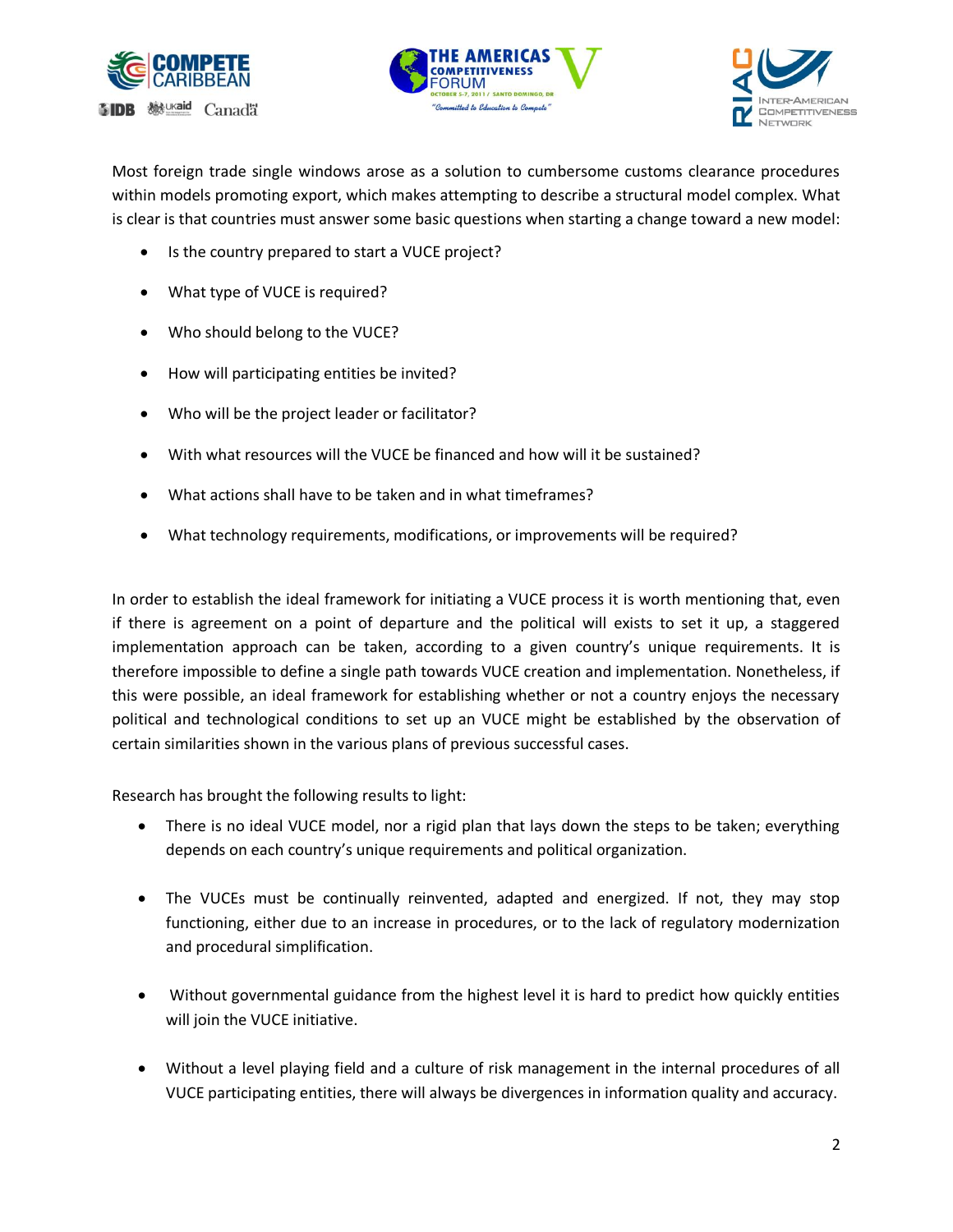Most foreign trade single windows arose as a solution to cumbersome customs clearance procedures within models promoting export, which makes attempting to describe a structural model complex. What is clear is that countries must answer some basic questions when starting a change toward a new model:

- Is the country prepared to start a VUCE project?
- What type of VUCE is required?
- Who should belong to the VUCE?
- How will participating entities be invited?
- Who will be the project leader or facilitator?
- With what resources will the VUCE be financed and how will it be sustained?
- What actions shall have to be taken and in what timeframes?
- What technology requirements, modifications, or improvements will be required?

In order to establish the ideal framework for initiating a VUCE process it is worth mentioning that, even if there is agreement on a point of departure and the political will exists to set it up, a staggered implementation approach can be taken, according to a given country's unique requirements. It is therefore impossible to define a single path towards VUCE creation and implementation. Nonetheless, if this were possible, an ideal framework for establishing whether or not a country enjoys the necessary political and technological conditions to set up an VUCE might be established by the observation of certain similarities shown in the various plans of previous successful cases.

Research has brought the following results to light:

- There is no ideal VUCE model, nor a rigid plan that lays down the steps to be taken; everything depends on each country's unique requirements and political organization.
- The VUCEs must be continually reinvented, adapted and energized. If not, they may stop functioning, either due to an increase in procedures, or to the lack of regulatory modernization and procedural simplification.
- Without governmental guidance from the highest level it is hard to predict how quickly entities will join the VUCE initiative.
- Without a level playing field and a culture of risk management in the internal procedures of all VUCE participating entities, there will always be divergences in information quality and accuracy.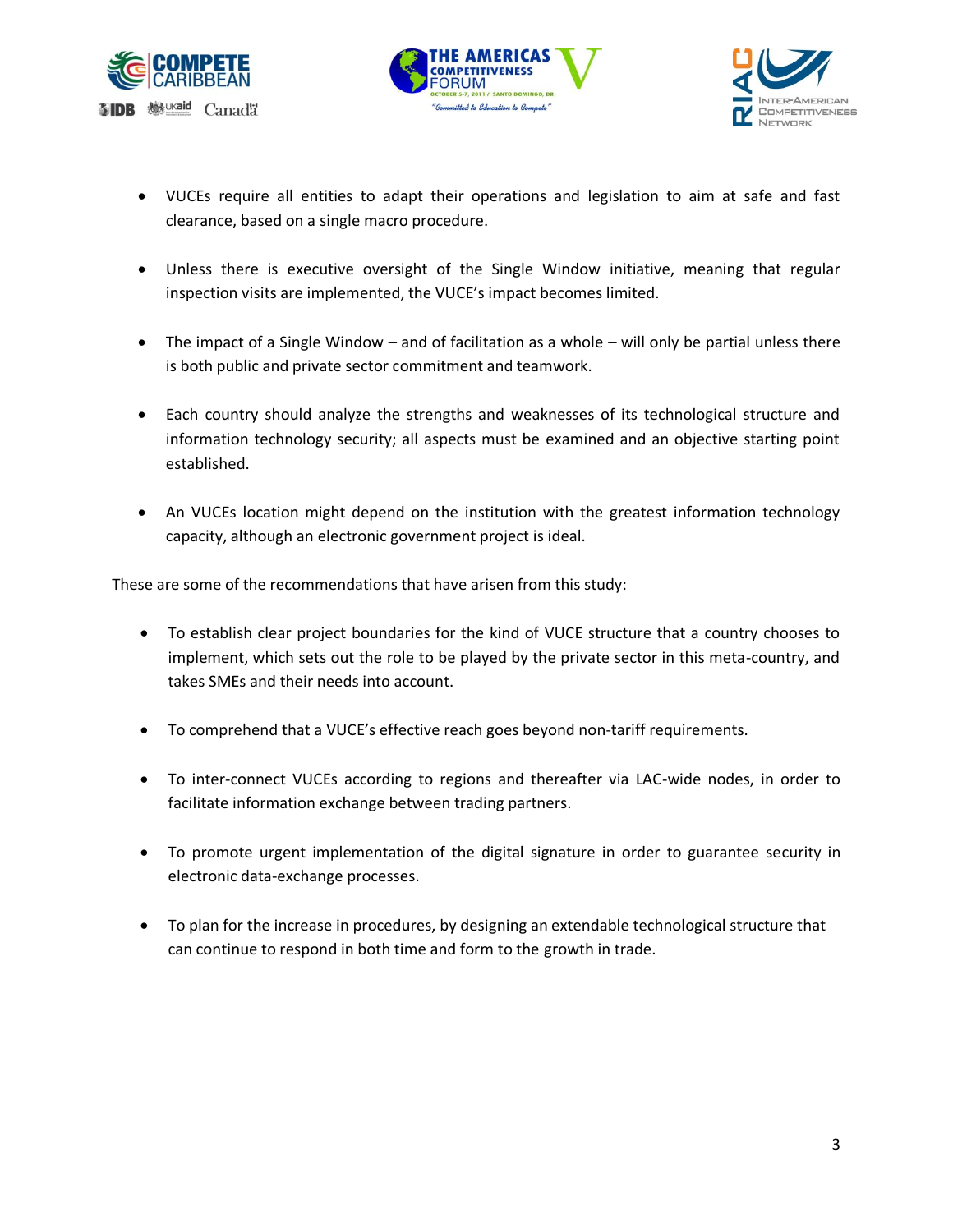- VUCEs require all entities to adapt their operations and legislation to aim at safe and fast clearance, based on a single macro procedure.

- Unless there is executive oversight of the Single Window initiative, meaning that regular inspection visits are implemented, the VUCE's impact becomes limited.

- The impact of a Single Window – and of facilitation as a whole – will only be partial unless there is both public and private sector commitment and teamwork.

- Each country should analyze the strengths and weaknesses of its technological structure and information technology security; all aspects must be examined and an objective starting point established.

- An VUCEs location might depend on the institution with the greatest information technology capacity, although an electronic government project is ideal.

These are some of the recommendations that have arisen from this study:

- To establish clear project boundaries for the kind of VUCE structure that a country chooses to implement, which sets out the role to be played by the private sector in this meta-country, and takes SMEs and their needs into account.

- To comprehend that a VUCE's effective reach goes beyond non-tariff requirements.

- To inter-connect VUCEs according to regions and thereafter via LAC-wide nodes, in order to facilitate information exchange between trading partners.

- To promote urgent implementation of the digital signature in order to guarantee security in electronic data-exchange processes.

- To plan for the increase in procedures, by designing an extendable technological structure that can continue to respond in both time and form to the growth in trade.